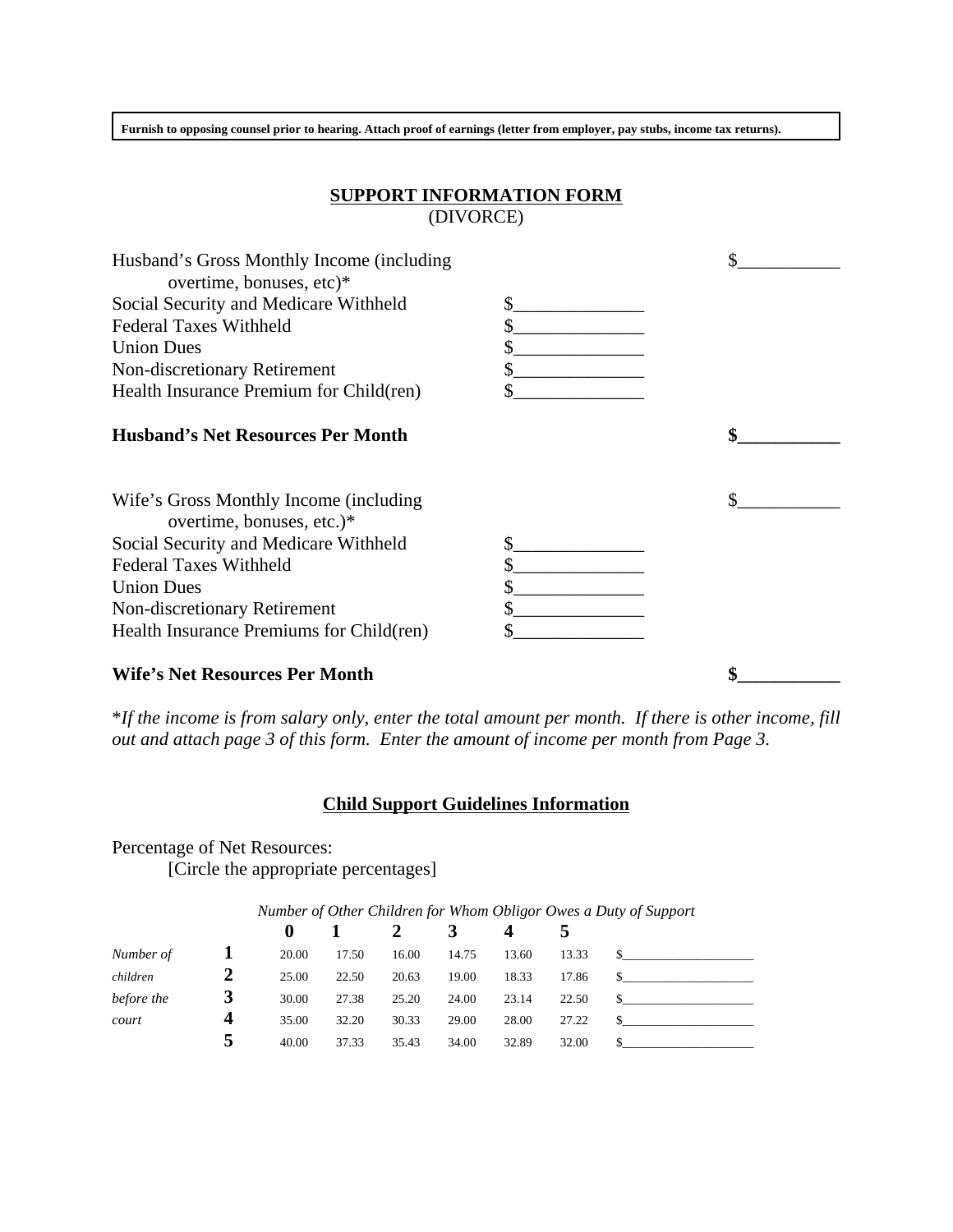**Furnish to opposing counsel prior to hearing. Attach proof of earnings (letter from employer, pay stubs, income tax returns).**

## SUPPORT INFORMATION FORM

(DIVORCE)

| | | |
|---|---|---|
| Husband's Gross Monthly Income (including overtime, bonuses, etc)* | | $___________ |
| Social Security and Medicare Withheld | $______________ | |
| Federal Taxes Withheld | $______________ | |
| Union Dues | $______________ | |
| Non-discretionary Retirement | $______________ | |
| Health Insurance Premium for Child(ren) | $______________ | |
| **Husband's Net Resources Per Month** | | **$___________** |

| | | |
|---|---|---|
| Wife's Gross Monthly Income (including overtime, bonuses, etc.)* | | $___________ |
| Social Security and Medicare Withheld | $______________ | |
| Federal Taxes Withheld | $______________ | |
| Union Dues | $______________ | |
| Non-discretionary Retirement | $______________ | |
| Health Insurance Premiums for Child(ren) | $______________ | |
| **Wife's Net Resources Per Month** | | **$___________** |

**If the income is from salary only, enter the total amount per month. If there is other income, fill out and attach page 3 of this form. Enter the amount of income per month from Page 3.*

## Child Support Guidelines Information

Percentage of Net Resources:

[Circle the appropriate percentages]

| | | *Number of Other Children for Whom Obligor Owes a Duty of Support* | | | | | | |
|---|---|---|---|---|---|---|---|---|
| | | **0** | **1** | **2** | **3** | **4** | **5** | |
| *Number of children before the court* | **1** | 20.00 | 17.50 | 16.00 | 14.75 | 13.60 | 13.33 | $____________________ |
| | **2** | 25.00 | 22.50 | 20.63 | 19.00 | 18.33 | 17.86 | $____________________ |
| | **3** | 30.00 | 27.38 | 25.20 | 24.00 | 23.14 | 22.50 | $____________________ |
| | **4** | 35.00 | 32.20 | 30.33 | 29.00 | 28.00 | 27.22 | $____________________ |
| | **5** | 40.00 | 37.33 | 35.43 | 34.00 | 32.89 | 32.00 | $____________________ |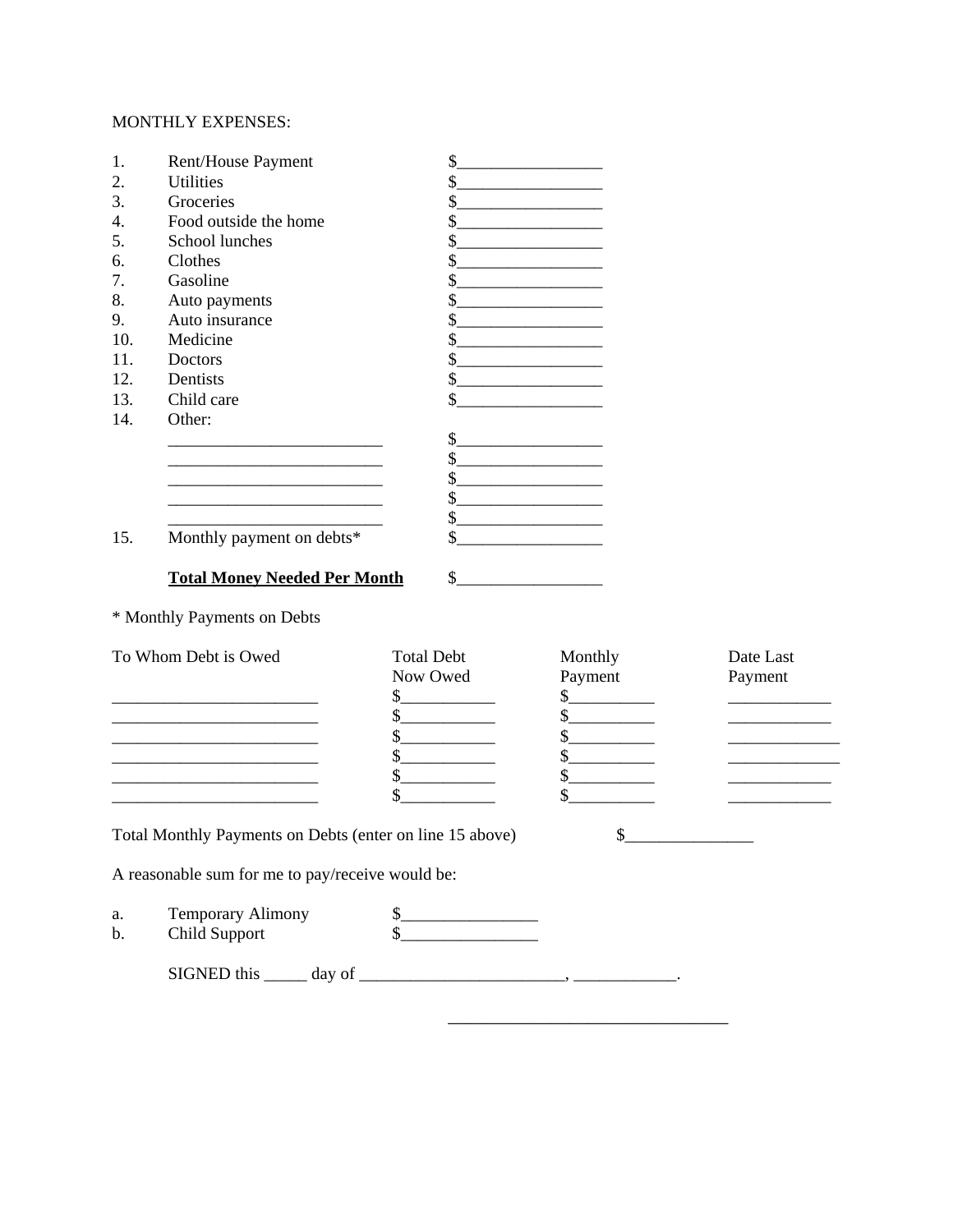MONTHLY EXPENSES:

| | | |
|---|---|---|
| 1. | Rent/House Payment | $_________________ |
| 2. | Utilities | $_________________ |
| 3. | Groceries | $_________________ |
| 4. | Food outside the home | $_________________ |
| 5. | School lunches | $_________________ |
| 6. | Clothes | $_________________ |
| 7. | Gasoline | $_________________ |
| 8. | Auto payments | $_________________ |
| 9. | Auto insurance | $_________________ |
| 10. | Medicine | $_________________ |
| 11. | Doctors | $_________________ |
| 12. | Dentists | $_________________ |
| 13. | Child care | $_________________ |
| 14. | Other: | |
| | _________________________ | $_________________ |
| | _________________________ | $_________________ |
| | _________________________ | $_________________ |
| | _________________________ | $_________________ |
| | _________________________ | $_________________ |
| 15. | Monthly payment on debts* | $_________________ |
| | **Total Money Needed Per Month** | $_________________ |

* Monthly Payments on Debts

| To Whom Debt is Owed | Total Debt Now Owed | Monthly Payment | Date Last Payment |
|---|---|---|---|
| ________________________ | $___________ | $__________ | ____________ |
| ________________________ | $___________ | $__________ | ____________ |
| ________________________ | $___________ | $__________ | _____________ |
| ________________________ | $___________ | $__________ | _____________ |
| ________________________ | $___________ | $__________ | ____________ |
| ________________________ | $___________ | $__________ | ____________ |

Total Monthly Payments on Debts (enter on line 15 above) $_______________

A reasonable sum for me to pay/receive would be:

a. Temporary Alimony $________________

b. Child Support $________________

SIGNED this _____ day of ________________________, ____________.

________________________________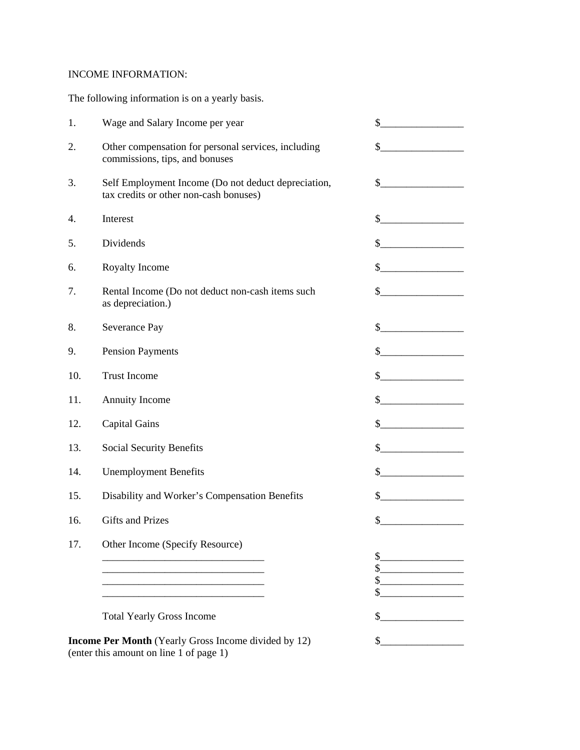INCOME INFORMATION:

The following information is on a yearly basis.

| | | |
|---|---|---|
| 1. | Wage and Salary Income per year | $________________ |
| 2. | Other compensation for personal services, including commissions, tips, and bonuses | $________________ |
| 3. | Self Employment Income (Do not deduct depreciation, tax credits or other non-cash bonuses) | $________________ |
| 4. | Interest | $________________ |
| 5. | Dividends | $________________ |
| 6. | Royalty Income | $________________ |
| 7. | Rental Income (Do not deduct non-cash items such as depreciation.) | $________________ |
| 8. | Severance Pay | $________________ |
| 9. | Pension Payments | $________________ |
| 10. | Trust Income | $________________ |
| 11. | Annuity Income | $________________ |
| 12. | Capital Gains | $________________ |
| 13. | Social Security Benefits | $________________ |
| 14. | Unemployment Benefits | $________________ |
| 15. | Disability and Worker's Compensation Benefits | $________________ |
| 16. | Gifts and Prizes | $________________ |
| 17. | Other Income (Specify Resource) | |
| | ________________________________ | $________________ |
| | ________________________________ | $________________ |
| | ________________________________ | $________________ |
| | ________________________________ | $________________ |
| | Total Yearly Gross Income | $________________ |

**Income Per Month** (Yearly Gross Income divided by 12) (enter this amount on line 1 of page 1) $________________